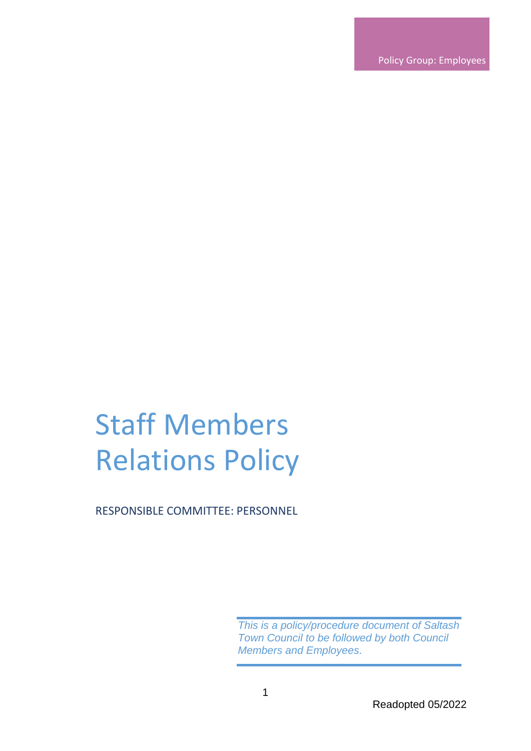Policy Group: Employees

# Staff Members Relations Policy

RESPONSIBLE COMMITTEE: PERSONNEL

*This is a policy/procedure document of Saltash Town Council to be followed by both Council Members and Employees.*

Readopted 05/2022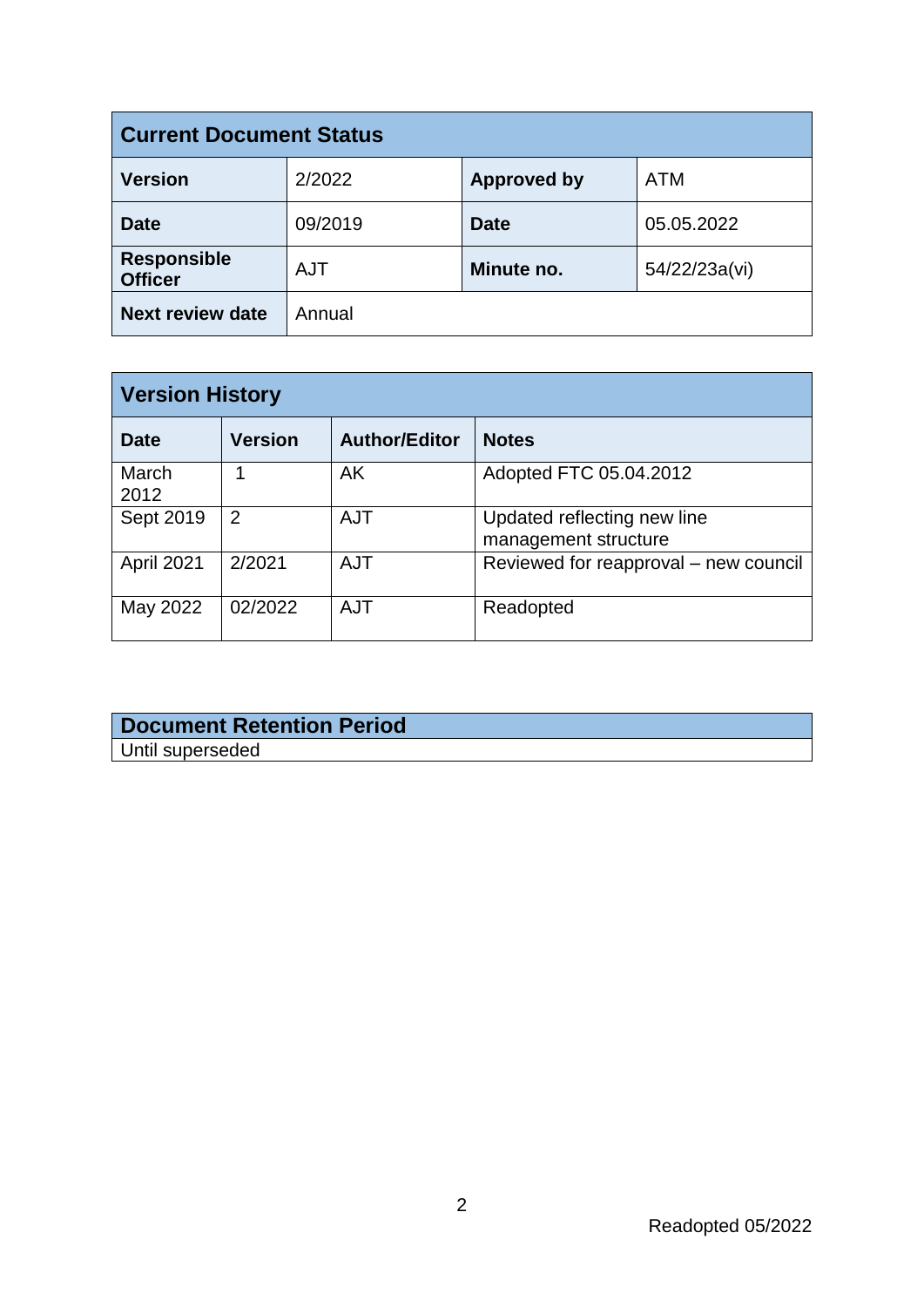| Current Document Status | | | |
|---|---|---|---|
| **Version** | 2/2022 | **Approved by** | ATM |
| **Date** | 09/2019 | **Date** | 05.05.2022 |
| **Responsible Officer** | AJT | **Minute no.** | 54/22/23a(vi) |
| **Next review date** | Annual | | |

| Version History | | | |
|---|---|---|---|
| **Date** | **Version** | **Author/Editor** | **Notes** |
| March 2012 | 1 | AK | Adopted FTC 05.04.2012 |
| Sept 2019 | 2 | AJT | Updated reflecting new line management structure |
| April 2021 | 2/2021 | AJT | Reviewed for reapproval – new council |
| May 2022 | 02/2022 | AJT | Readopted |

| Document Retention Period |
|---|
| Until superseded |

Readopted 05/2022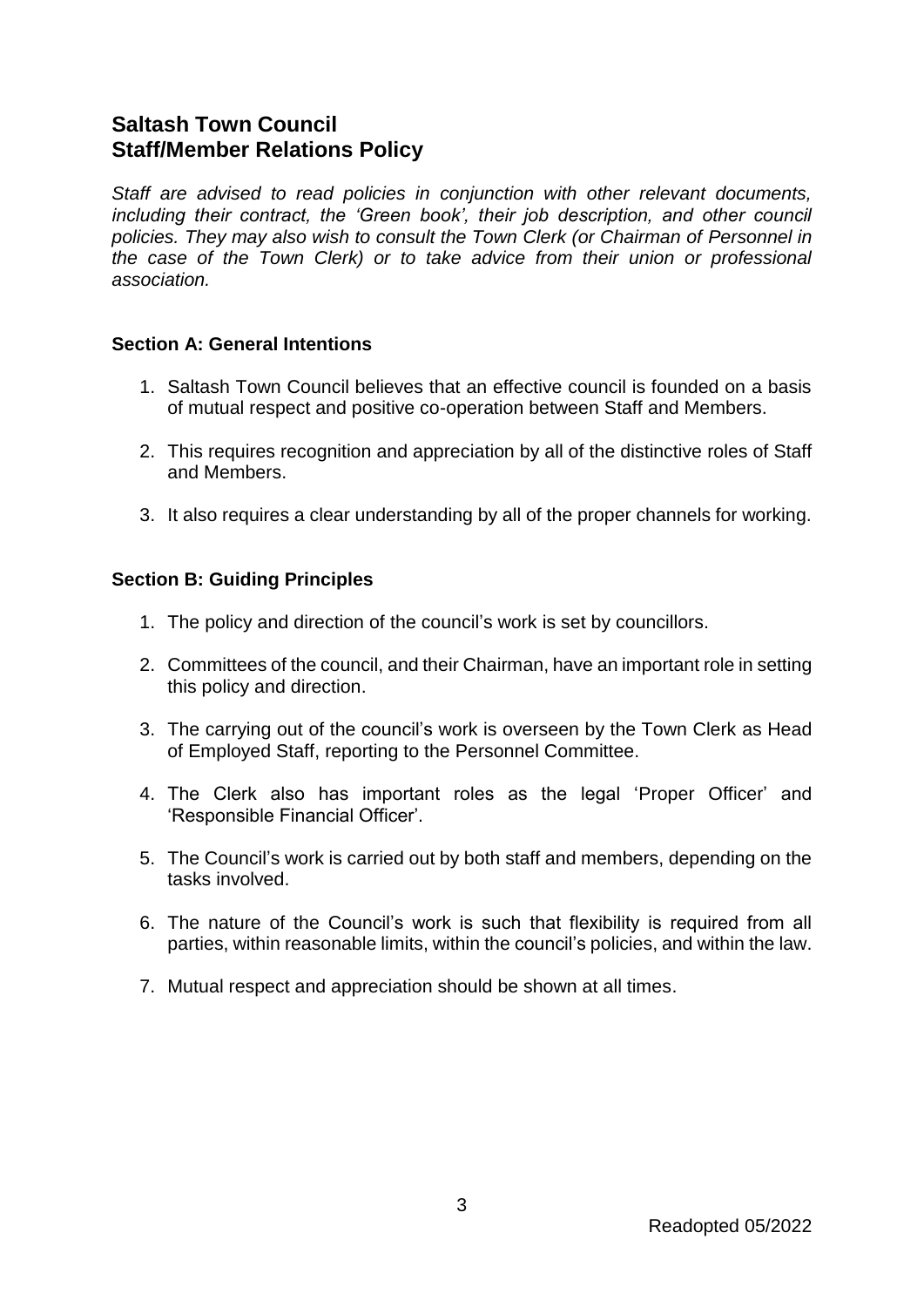# Saltash Town Council
# Staff/Member Relations Policy

*Staff are advised to read policies in conjunction with other relevant documents, including their contract, the 'Green book', their job description, and other council policies. They may also wish to consult the Town Clerk (or Chairman of Personnel in the case of the Town Clerk) or to take advice from their union or professional association.*

### Section A: General Intentions

1. Saltash Town Council believes that an effective council is founded on a basis of mutual respect and positive co-operation between Staff and Members.
2. This requires recognition and appreciation by all of the distinctive roles of Staff and Members.
3. It also requires a clear understanding by all of the proper channels for working.

### Section B: Guiding Principles

1. The policy and direction of the council's work is set by councillors.
2. Committees of the council, and their Chairman, have an important role in setting this policy and direction.
3. The carrying out of the council's work is overseen by the Town Clerk as Head of Employed Staff, reporting to the Personnel Committee.
4. The Clerk also has important roles as the legal 'Proper Officer' and 'Responsible Financial Officer'.
5. The Council's work is carried out by both staff and members, depending on the tasks involved.
6. The nature of the Council's work is such that flexibility is required from all parties, within reasonable limits, within the council's policies, and within the law.
7. Mutual respect and appreciation should be shown at all times.

Readopted 05/2022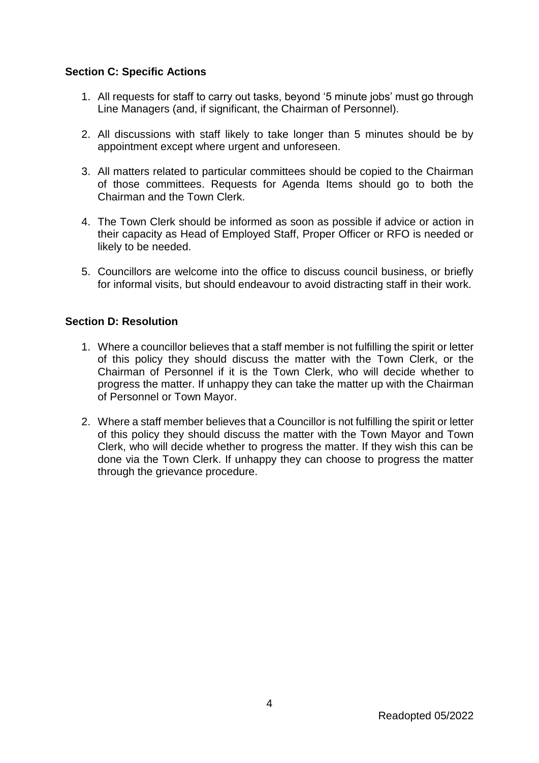**Section C: Specific Actions**

1. All requests for staff to carry out tasks, beyond '5 minute jobs' must go through Line Managers (and, if significant, the Chairman of Personnel).

2. All discussions with staff likely to take longer than 5 minutes should be by appointment except where urgent and unforeseen.

3. All matters related to particular committees should be copied to the Chairman of those committees. Requests for Agenda Items should go to both the Chairman and the Town Clerk.

4. The Town Clerk should be informed as soon as possible if advice or action in their capacity as Head of Employed Staff, Proper Officer or RFO is needed or likely to be needed.

5. Councillors are welcome into the office to discuss council business, or briefly for informal visits, but should endeavour to avoid distracting staff in their work.

**Section D: Resolution**

1. Where a councillor believes that a staff member is not fulfilling the spirit or letter of this policy they should discuss the matter with the Town Clerk, or the Chairman of Personnel if it is the Town Clerk, who will decide whether to progress the matter. If unhappy they can take the matter up with the Chairman of Personnel or Town Mayor.

2. Where a staff member believes that a Councillor is not fulfilling the spirit or letter of this policy they should discuss the matter with the Town Mayor and Town Clerk, who will decide whether to progress the matter. If they wish this can be done via the Town Clerk. If unhappy they can choose to progress the matter through the grievance procedure.

Readopted 05/2022